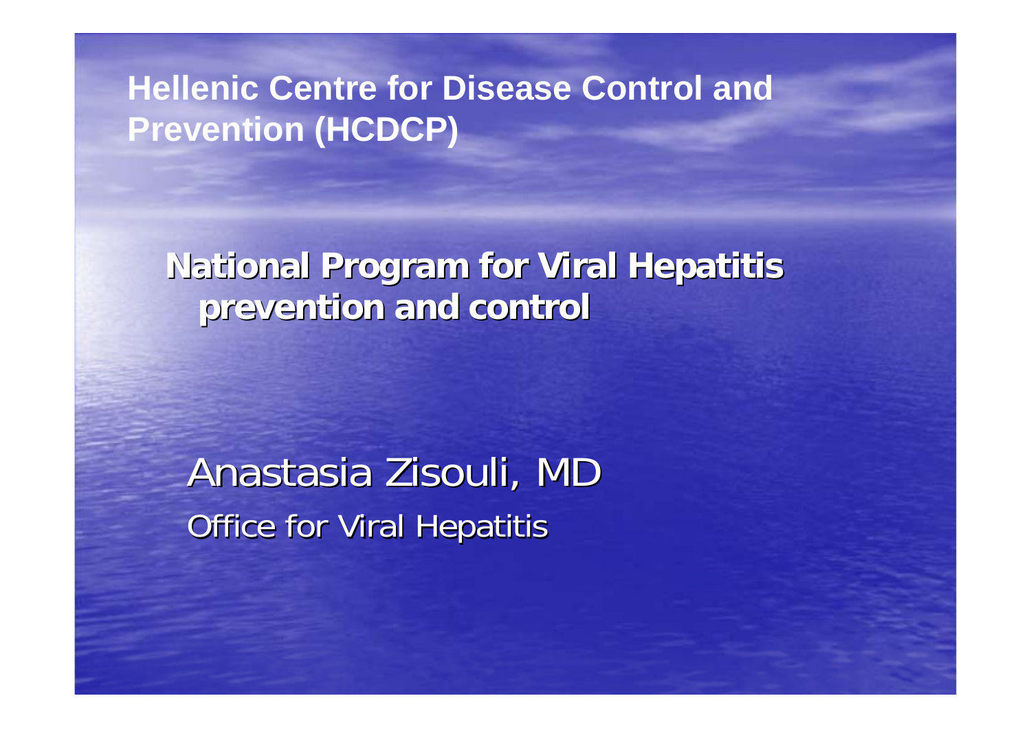**Hellenic Centre for Disease Control and Prevention (HCDCP)**

# National Program for Viral Hepatitis prevention and control

Anastasia Zisouli, MD

Office for Viral Hepatitis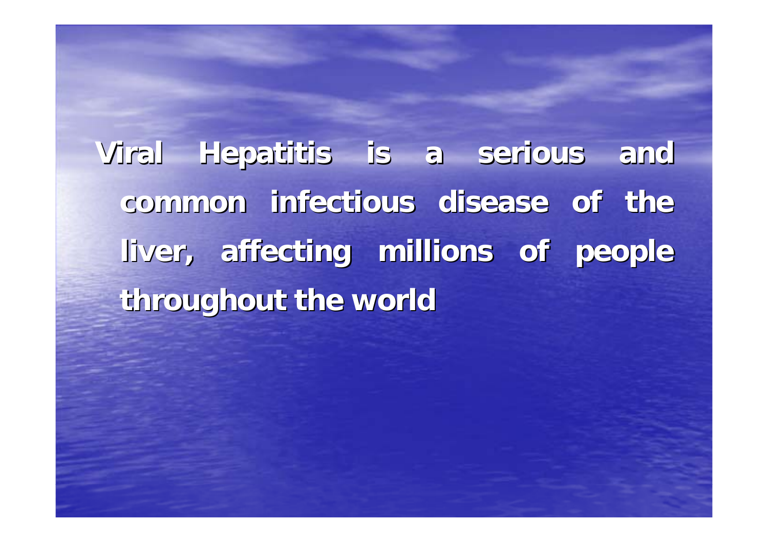**Viral Hepatitis is a serious and common infectious disease of the liver, affecting millions of people throughout the world**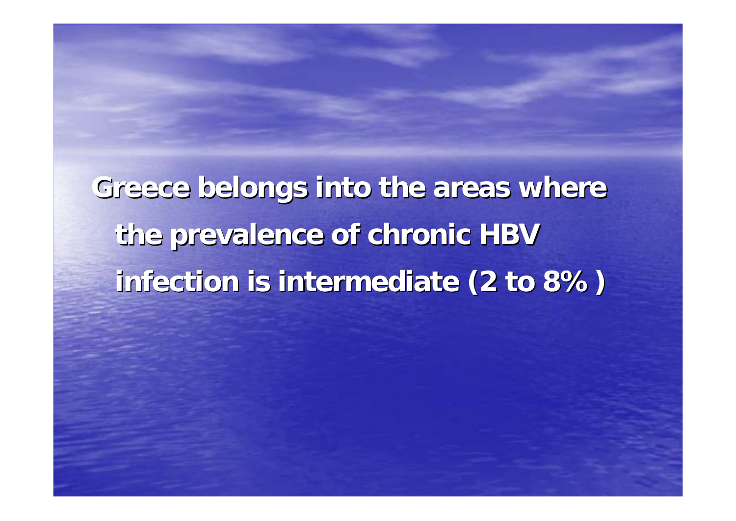**Greece belongs into the areas where the prevalence of chronic HBV infection is intermediate (2 to 8% )**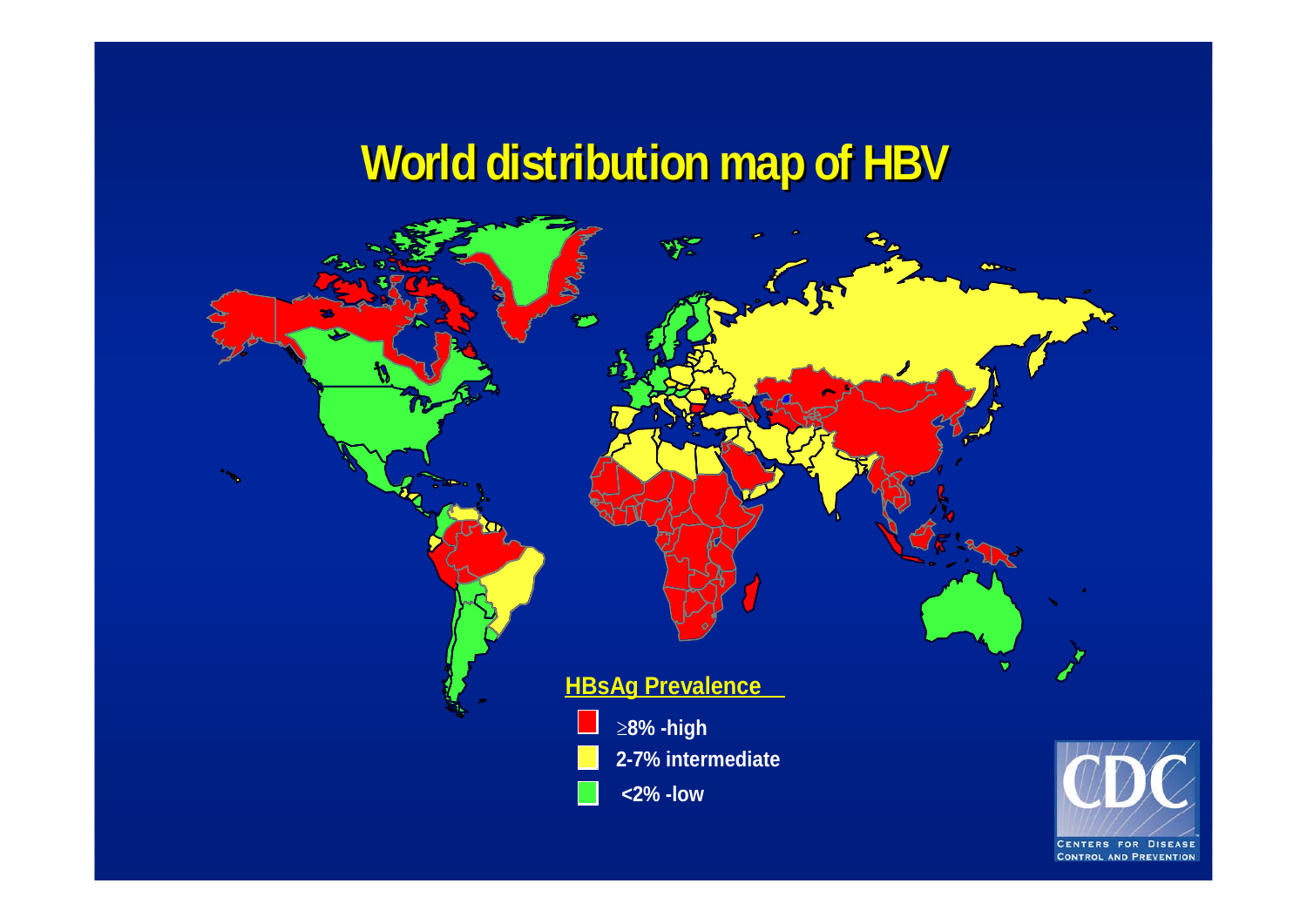# World distribution map of HBV

**HBsAg Prevalence**

- ≥8% -high
- 2-7% intermediate
- <2% -low

CENTERS FOR DISEASE CONTROL AND PREVENTION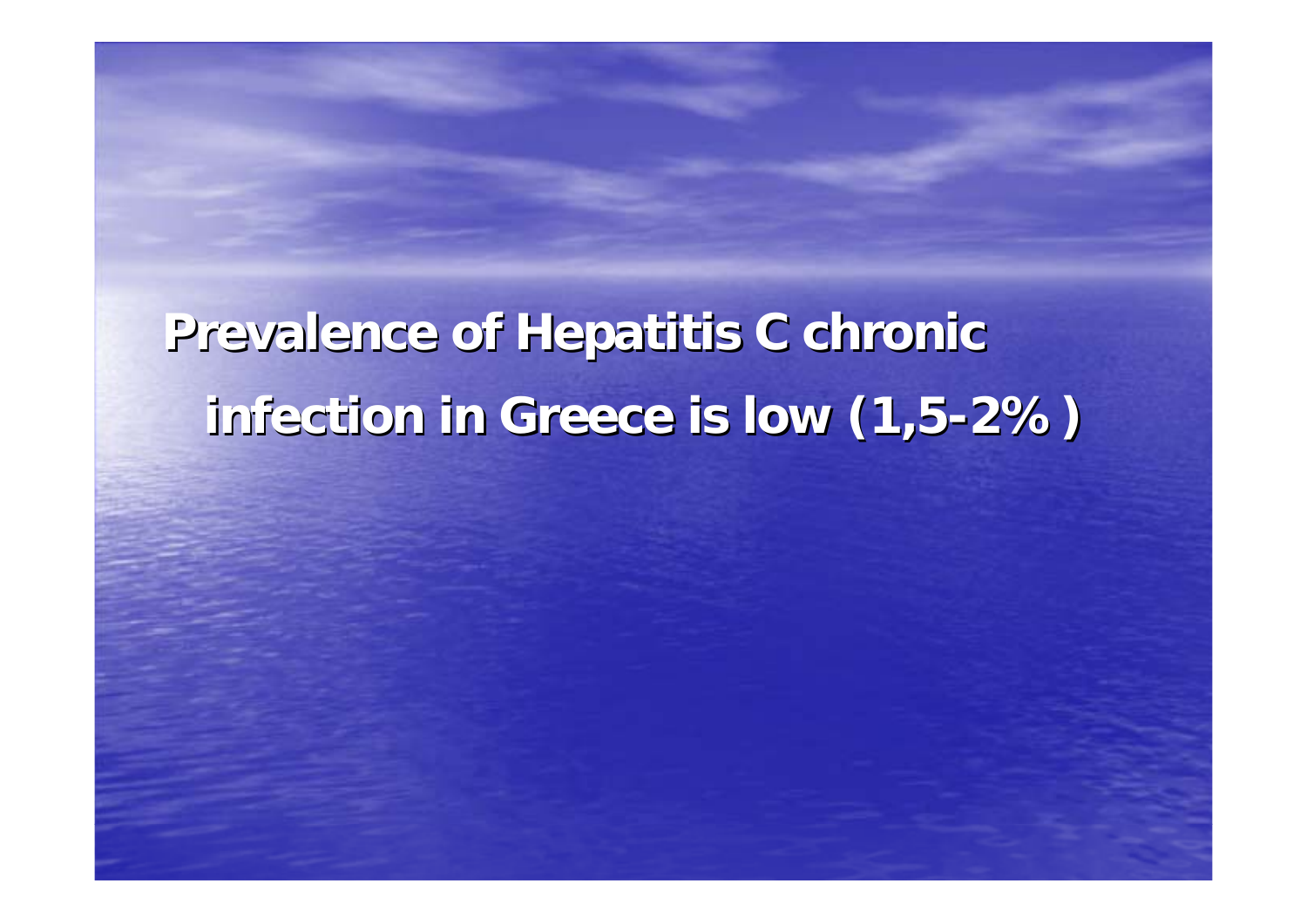# Prevalence of Hepatitis C chronic infection in Greece is low (1,5-2% )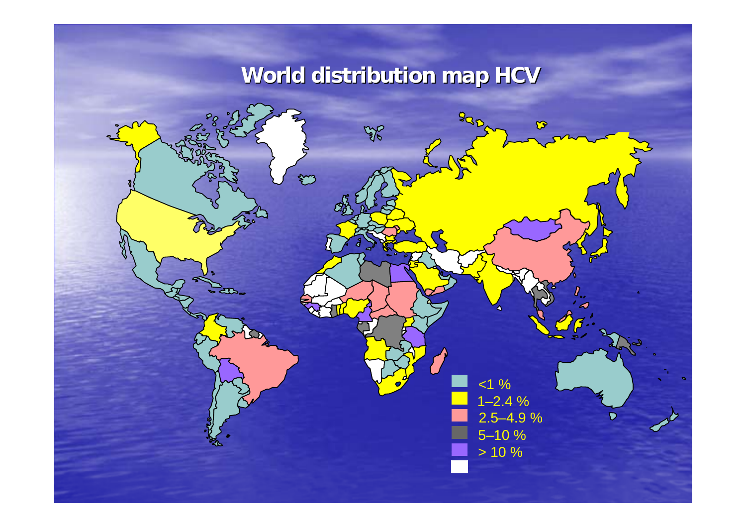# World distribution map HCV

- <1 %
- 1–2.4 %
- 2.5–4.9 %
- 5–10 %
- > 10 %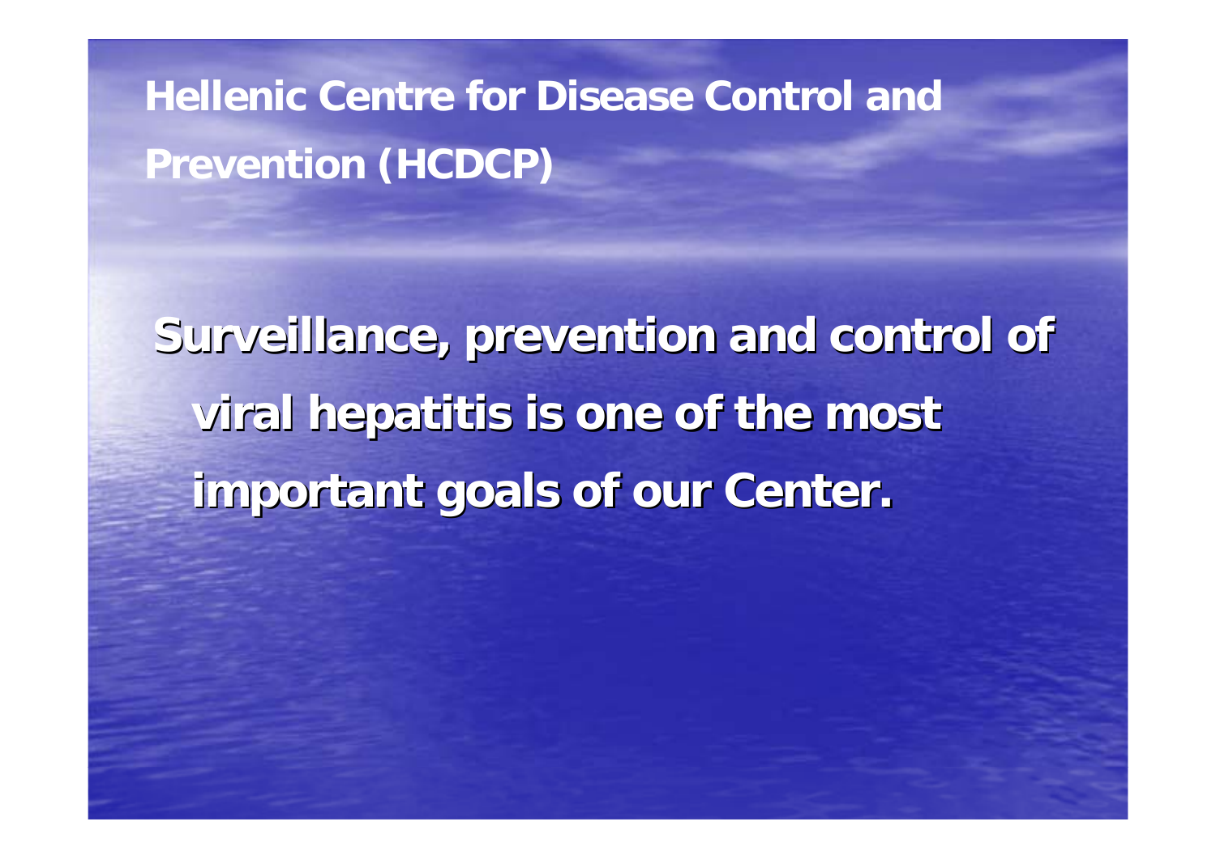# Hellenic Centre for Disease Control and Prevention (HCDCP)

**Surveillance, prevention and control of viral hepatitis is one of the most important goals of our Center.**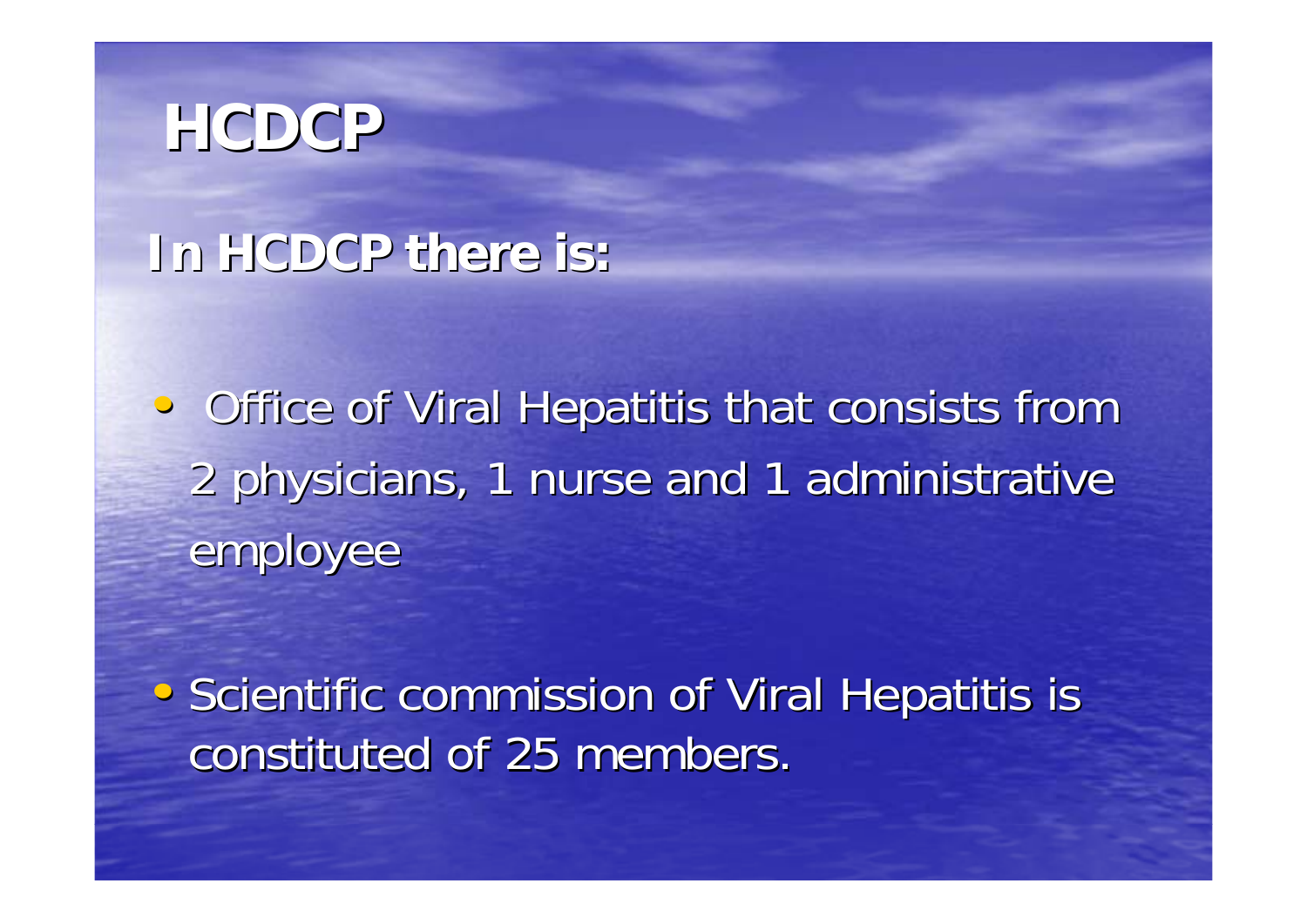# HCDCP

## In HCDCP there is:

- Office of Viral Hepatitis that consists from 2 physicians, 1 nurse and 1 administrative employee

- Scientific commission of Viral Hepatitis is constituted of 25 members.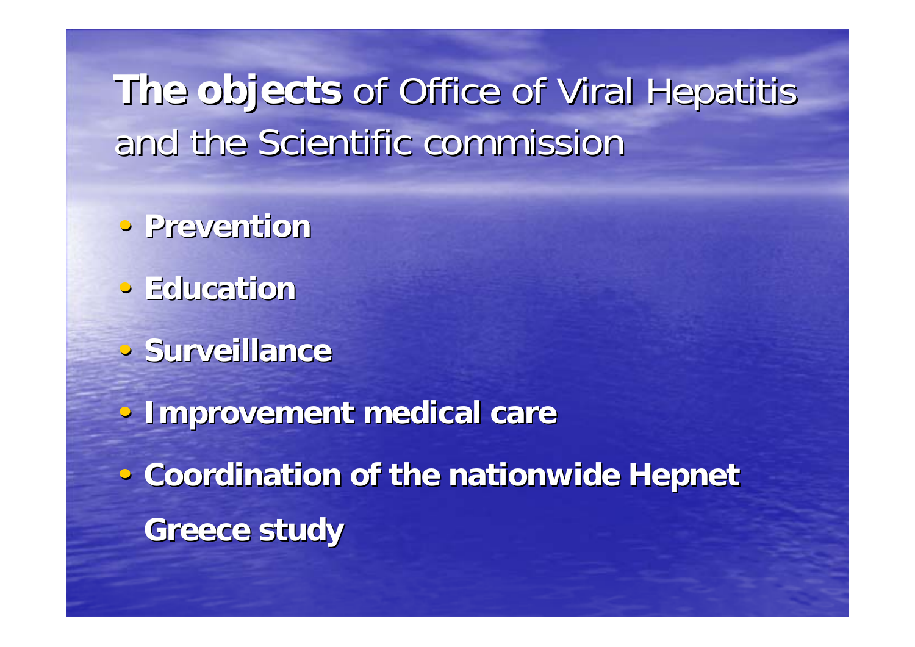# **The objects** of Office of Viral Hepatitis and the Scientific commission

- **Prevention**
- **Education**
- **Surveillance**
- **Improvement medical care**
- **Coordination of the nationwide Hepnet Greece study**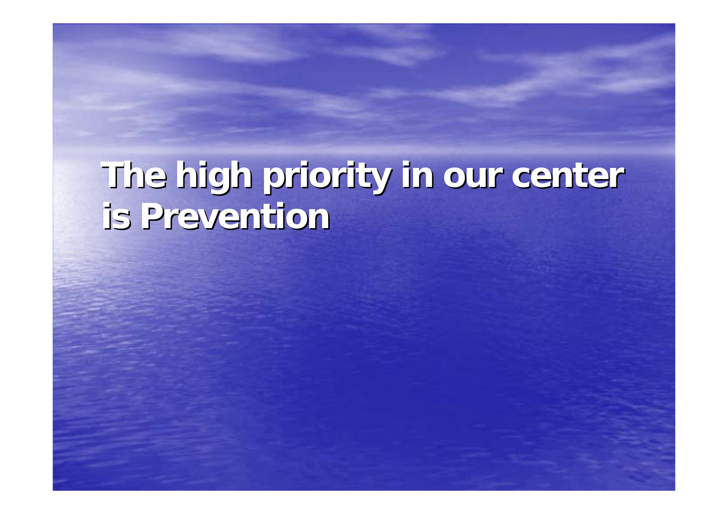# The high priority in our center is Prevention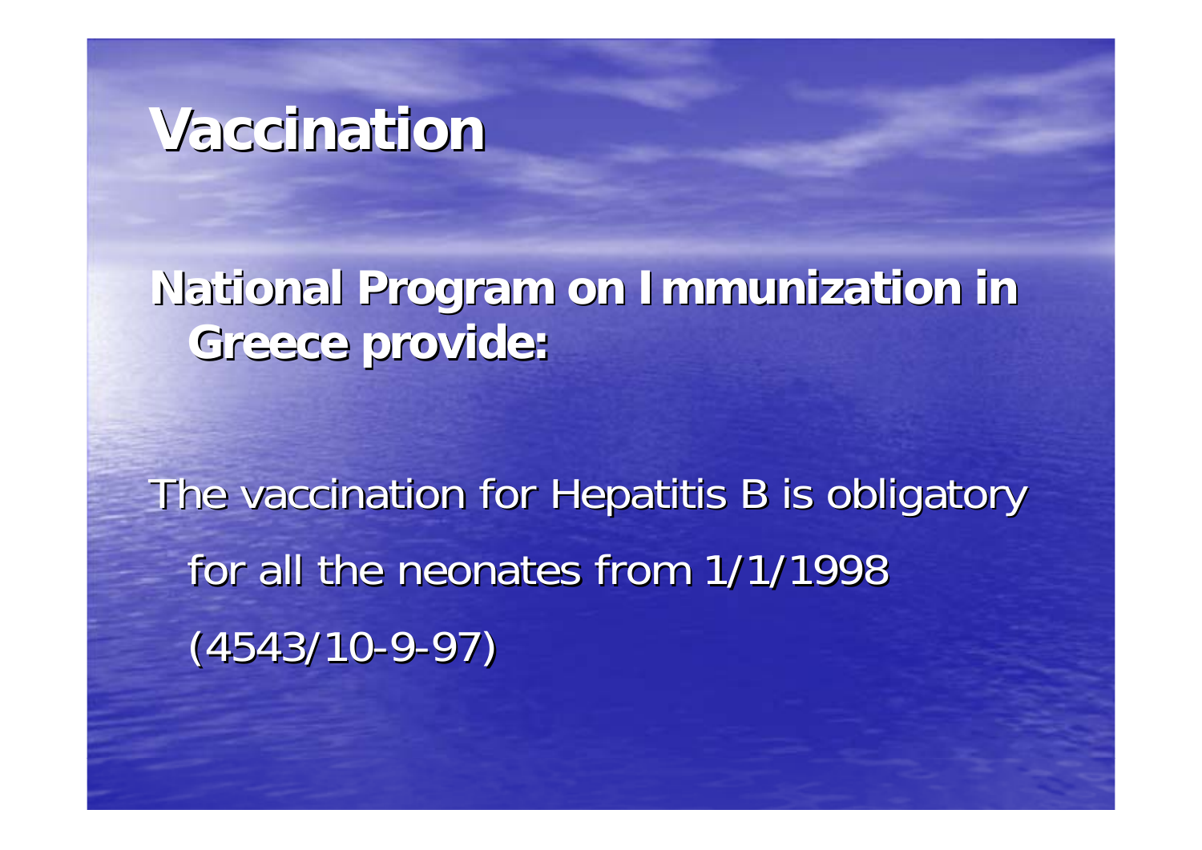# Vaccination

**National Program on Immunization in Greece provide:**

The vaccination for Hepatitis B is obligatory for all the neonates from 1/1/1998 (4543/10-9-97)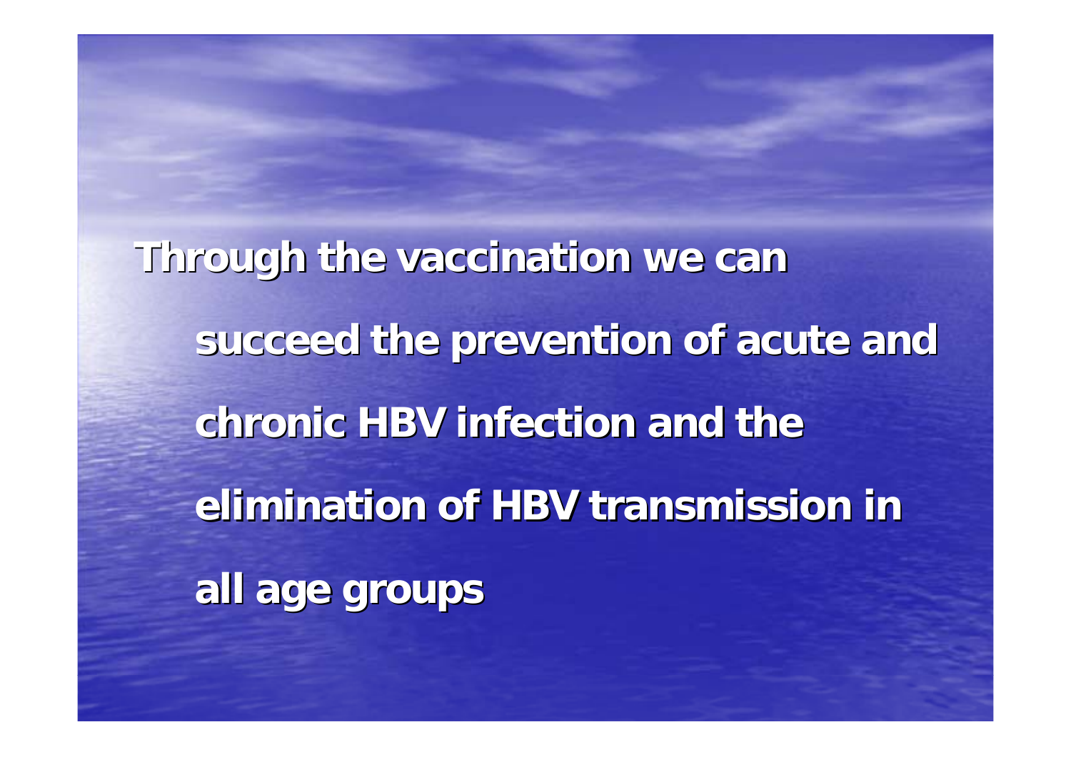**Through the vaccination we can succeed the prevention of acute and chronic HBV infection and the elimination of HBV transmission in all age groups**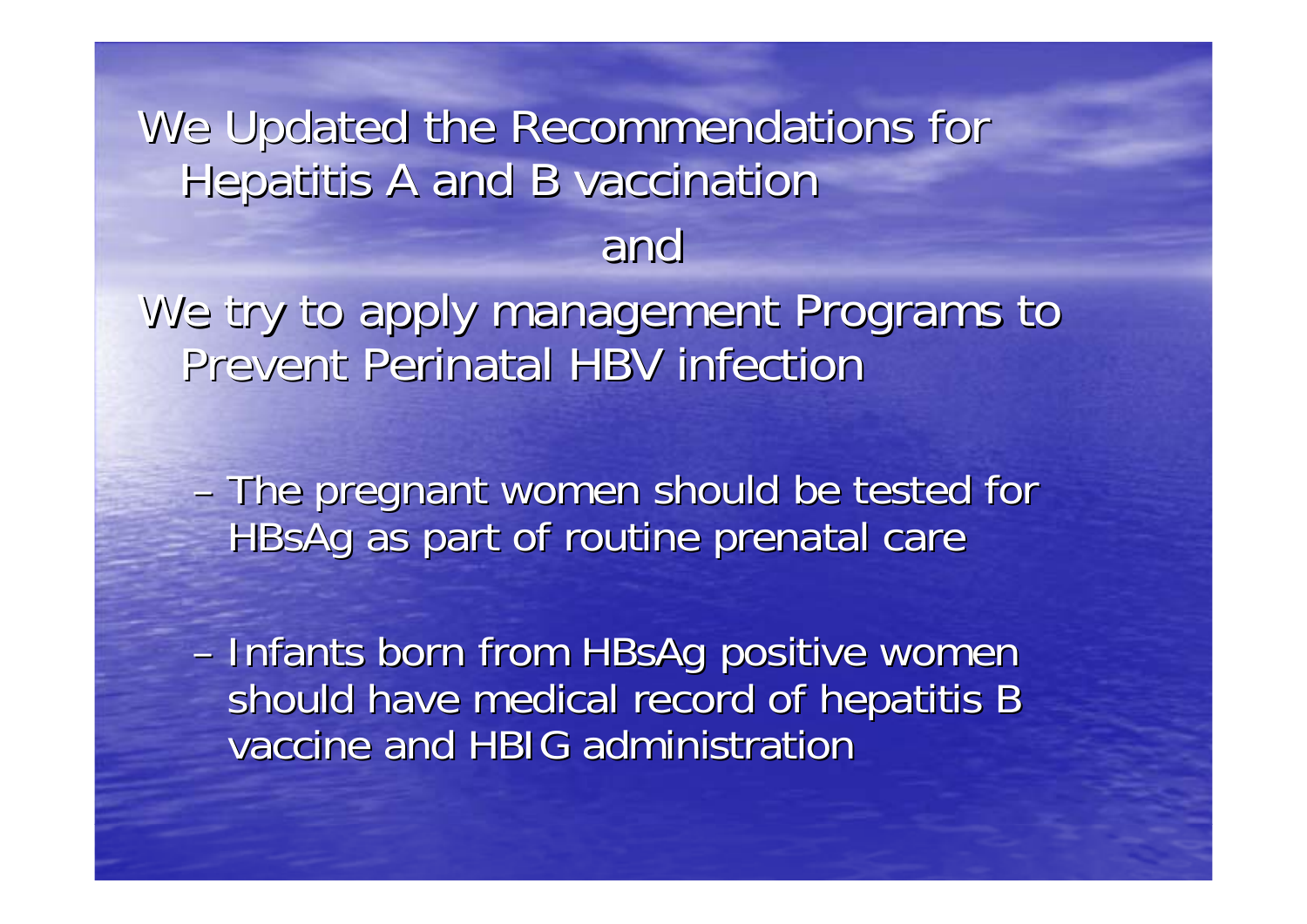We Updated the Recommendations for Hepatitis A and B vaccination

and

We try to apply management Programs to Prevent Perinatal HBV infection

- The pregnant women should be tested for HBsAg as part of routine prenatal care
- Infants born from HBsAg positive women should have medical record of hepatitis B vaccine and HBIG administration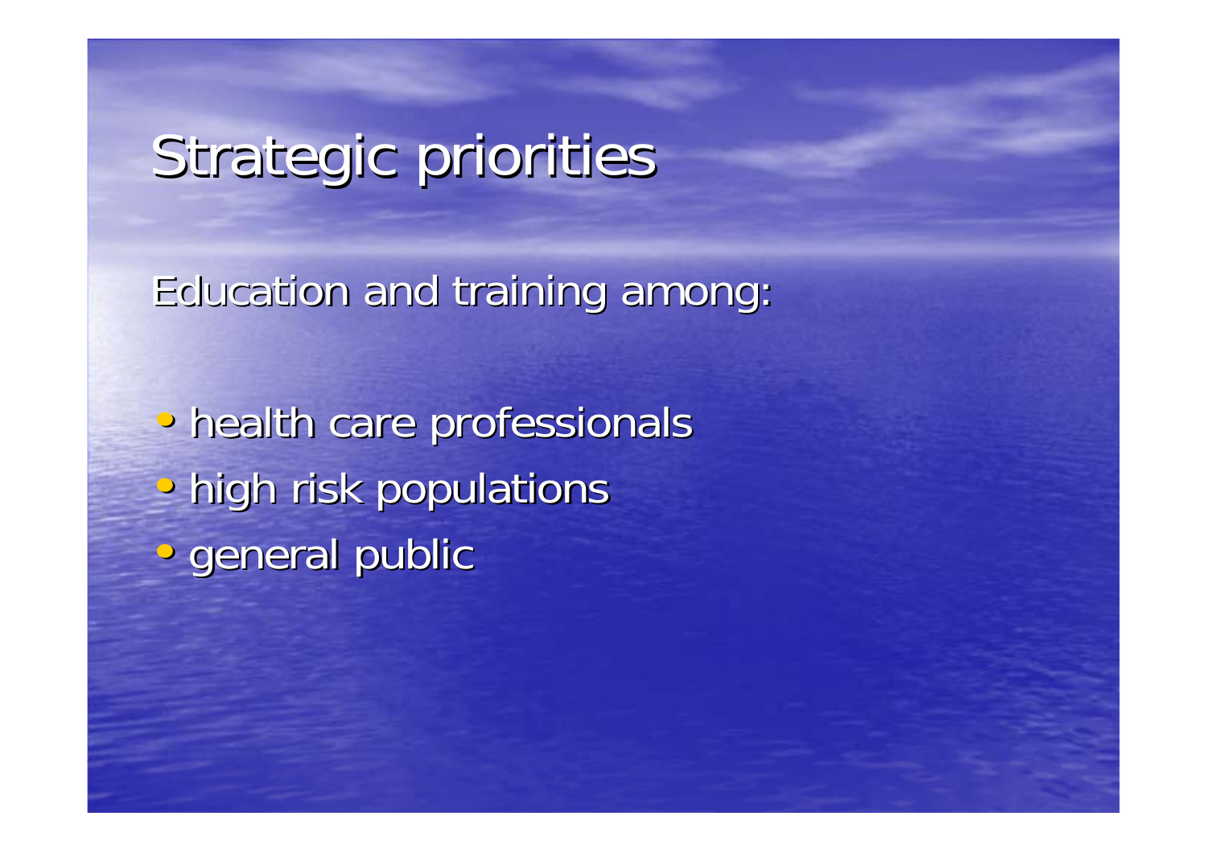# Strategic priorities

Education and training among:

- health care professionals
- high risk populations
- general public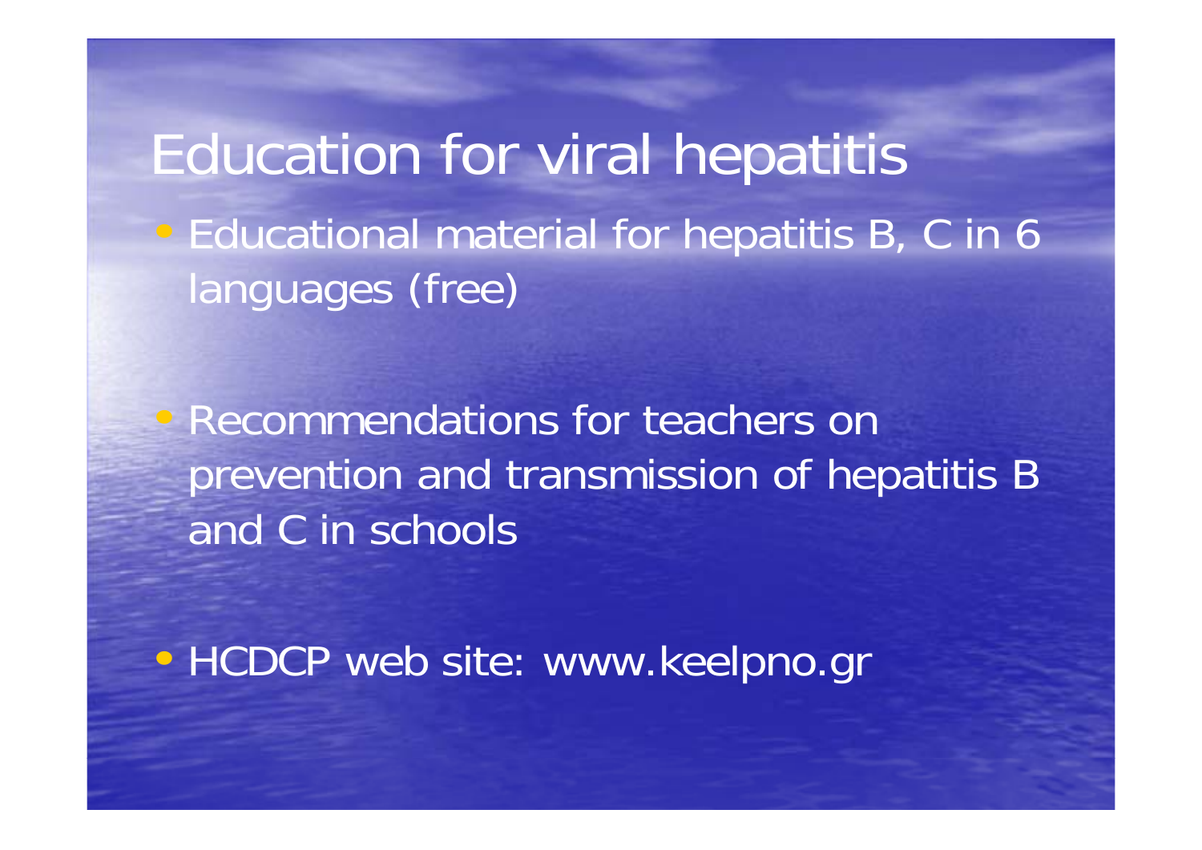# Education for viral hepatitis

- Educational material for hepatitis B, C in 6 languages (free)
- Recommendations for teachers on prevention and transmission of hepatitis B and C in schools
- HCDCP web site: www.keelpno.gr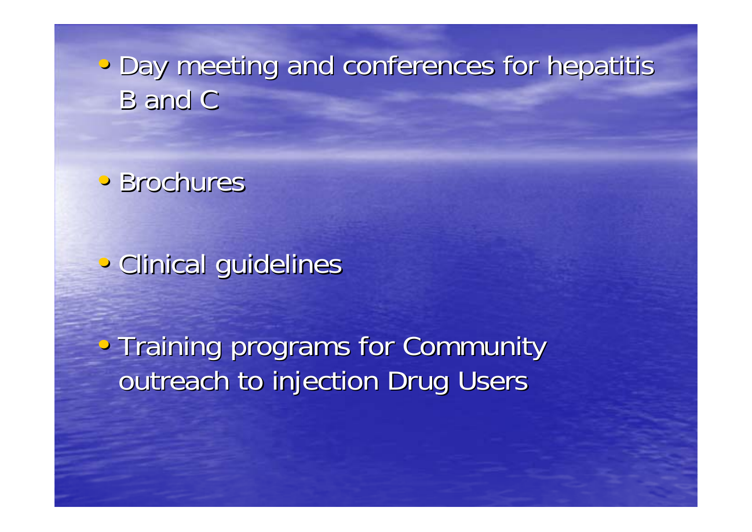- Day meeting and conferences for hepatitis B and C

- Brochures

- Clinical guidelines

- Training programs for Community outreach to injection Drug Users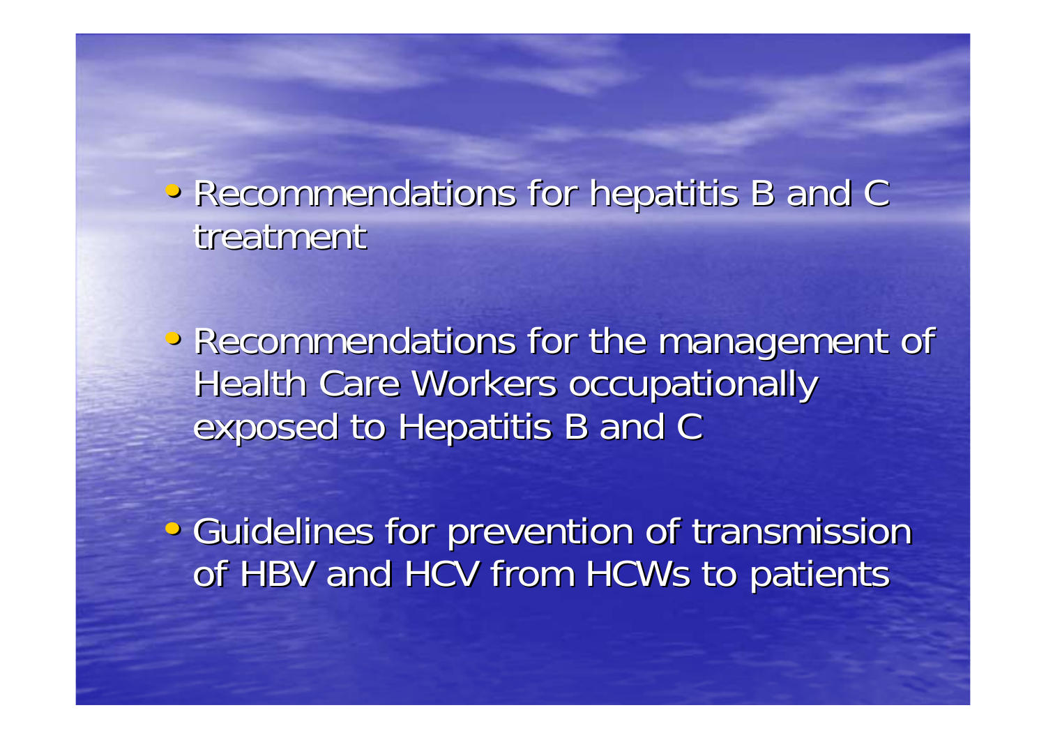- Recommendations for hepatitis B and C treatment
- Recommendations for the management of Health Care Workers occupationally exposed to Hepatitis B and C
- Guidelines for prevention of transmission of HBV and HCV from HCWs to patients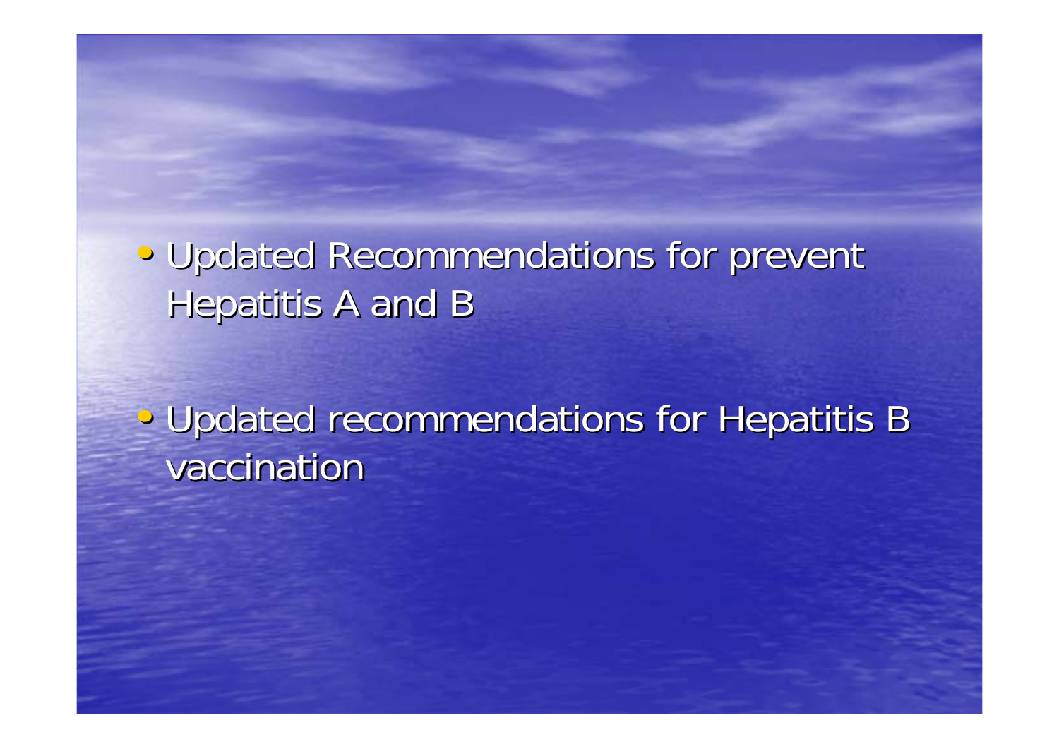- Updated Recommendations for prevent Hepatitis A and B

- Updated recommendations for Hepatitis B vaccination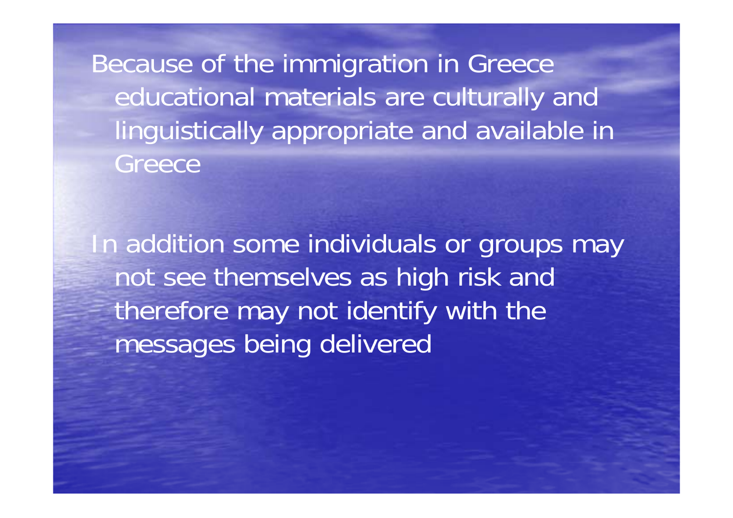Because of the immigration in Greece educational materials are culturally and linguistically appropriate and available in Greece

In addition some individuals or groups may not see themselves as high risk and therefore may not identify with the messages being delivered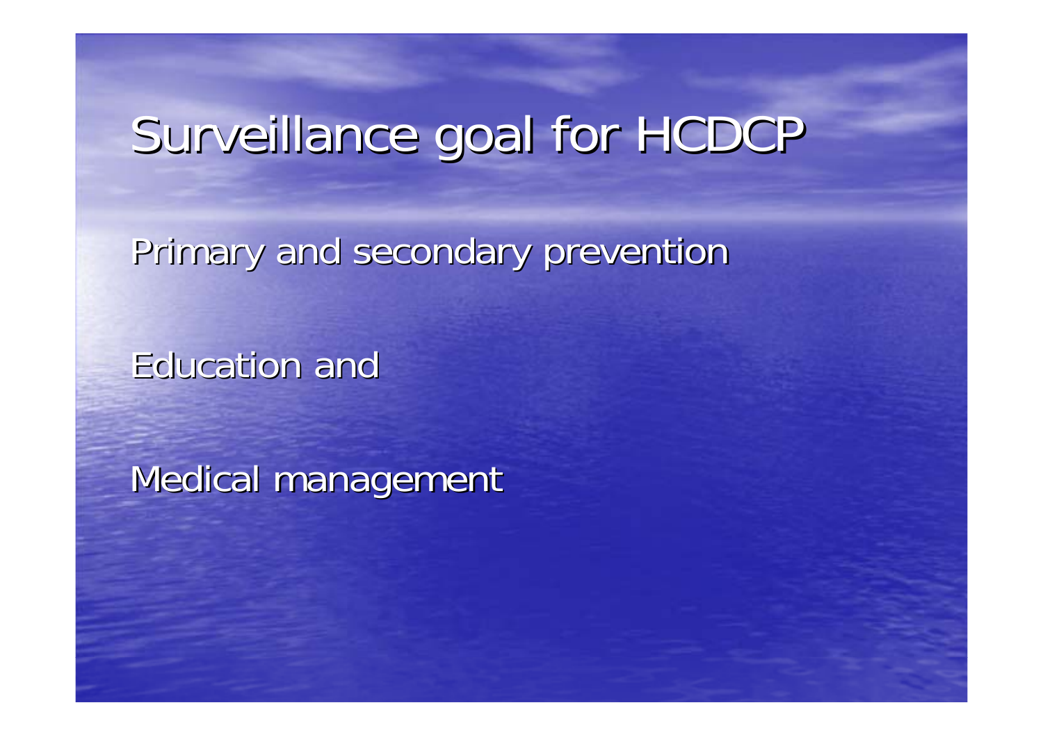# Surveillance goal for HCDCP

Primary and secondary prevention

Education and

Medical management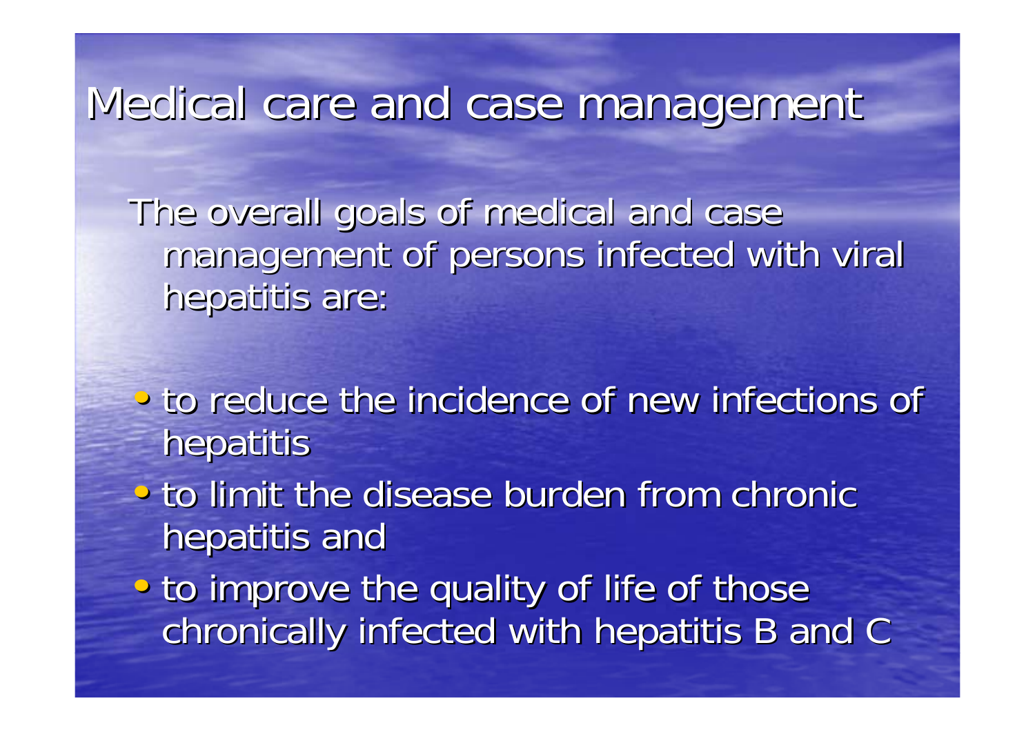# Medical care and case management

The overall goals of medical and case management of persons infected with viral hepatitis are:

- to reduce the incidence of new infections of hepatitis
- to limit the disease burden from chronic hepatitis and
- to improve the quality of life of those chronically infected with hepatitis B and C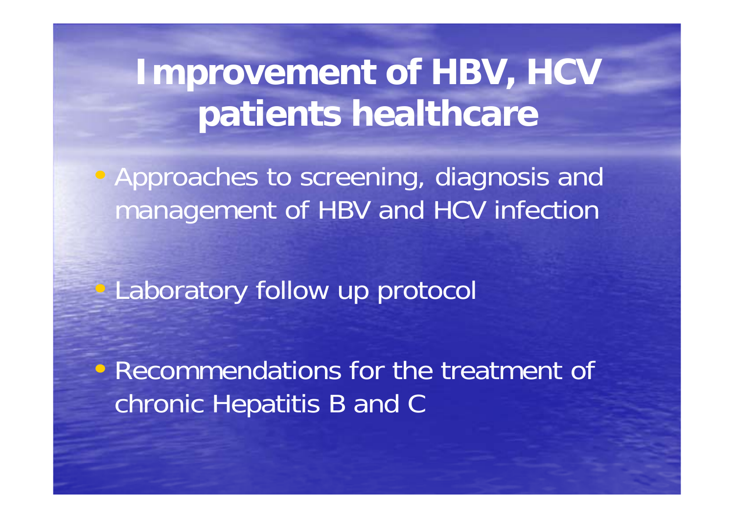# Improvement of HBV, HCV patients healthcare

- Approaches to screening, diagnosis and management of HBV and HCV infection
- Laboratory follow up protocol
- Recommendations for the treatment of chronic Hepatitis B and C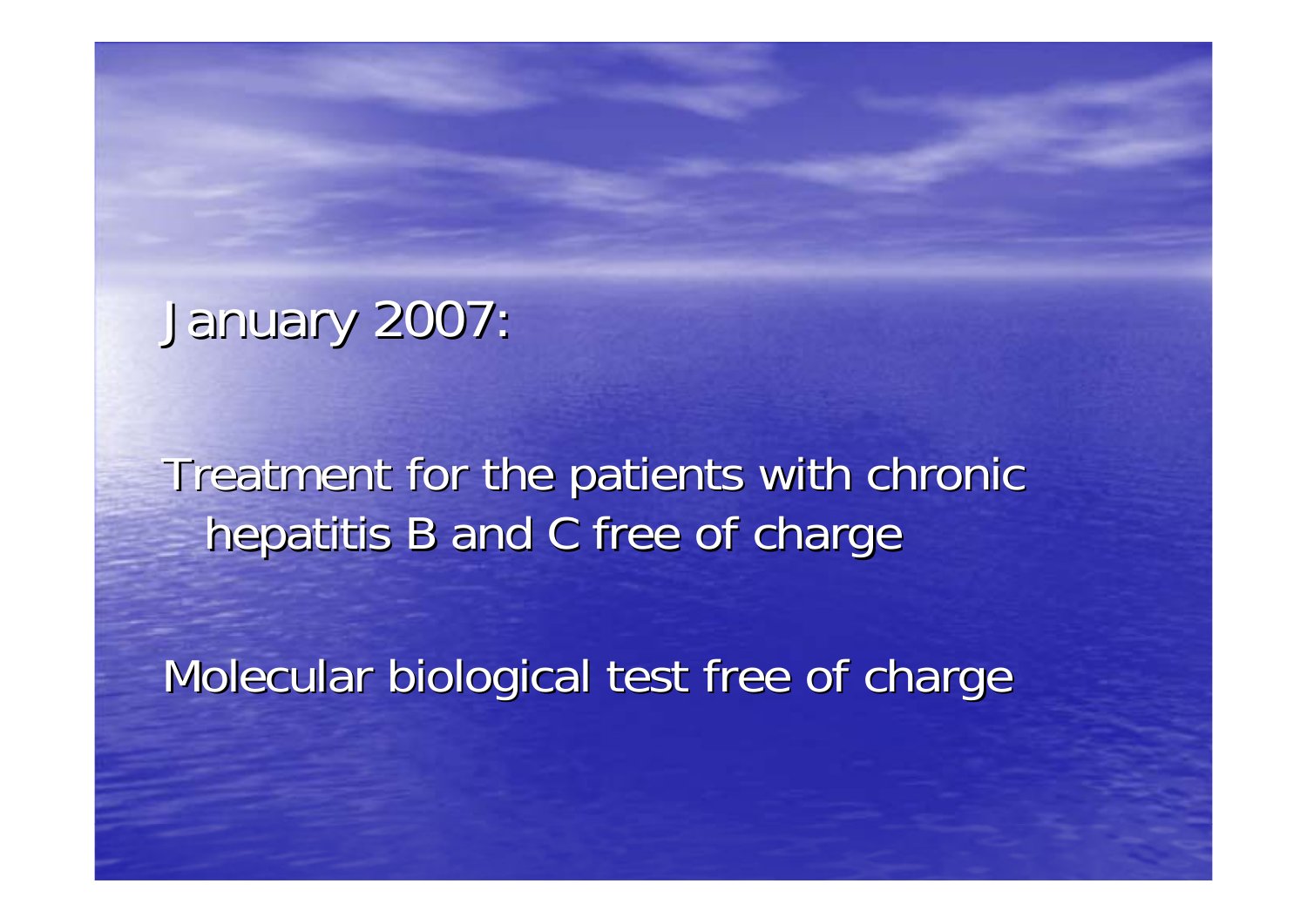January 2007:

Treatment for the patients with chronic hepatitis B and C free of charge

Molecular biological test free of charge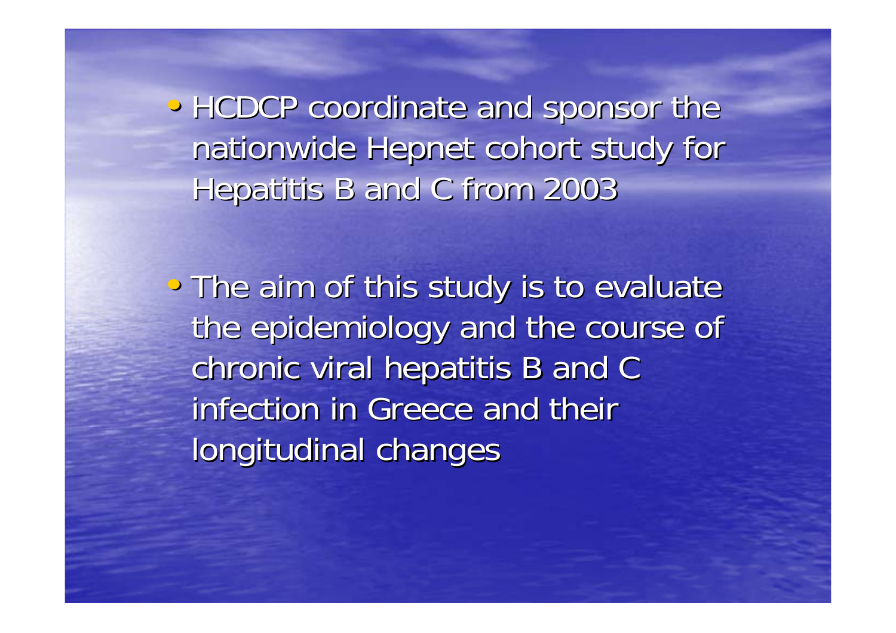- HCDCP coordinate and sponsor the nationwide Hepnet cohort study for Hepatitis B and C from 2003

- The aim of this study is to evaluate the epidemiology and the course of chronic viral hepatitis B and C infection in Greece and their longitudinal changes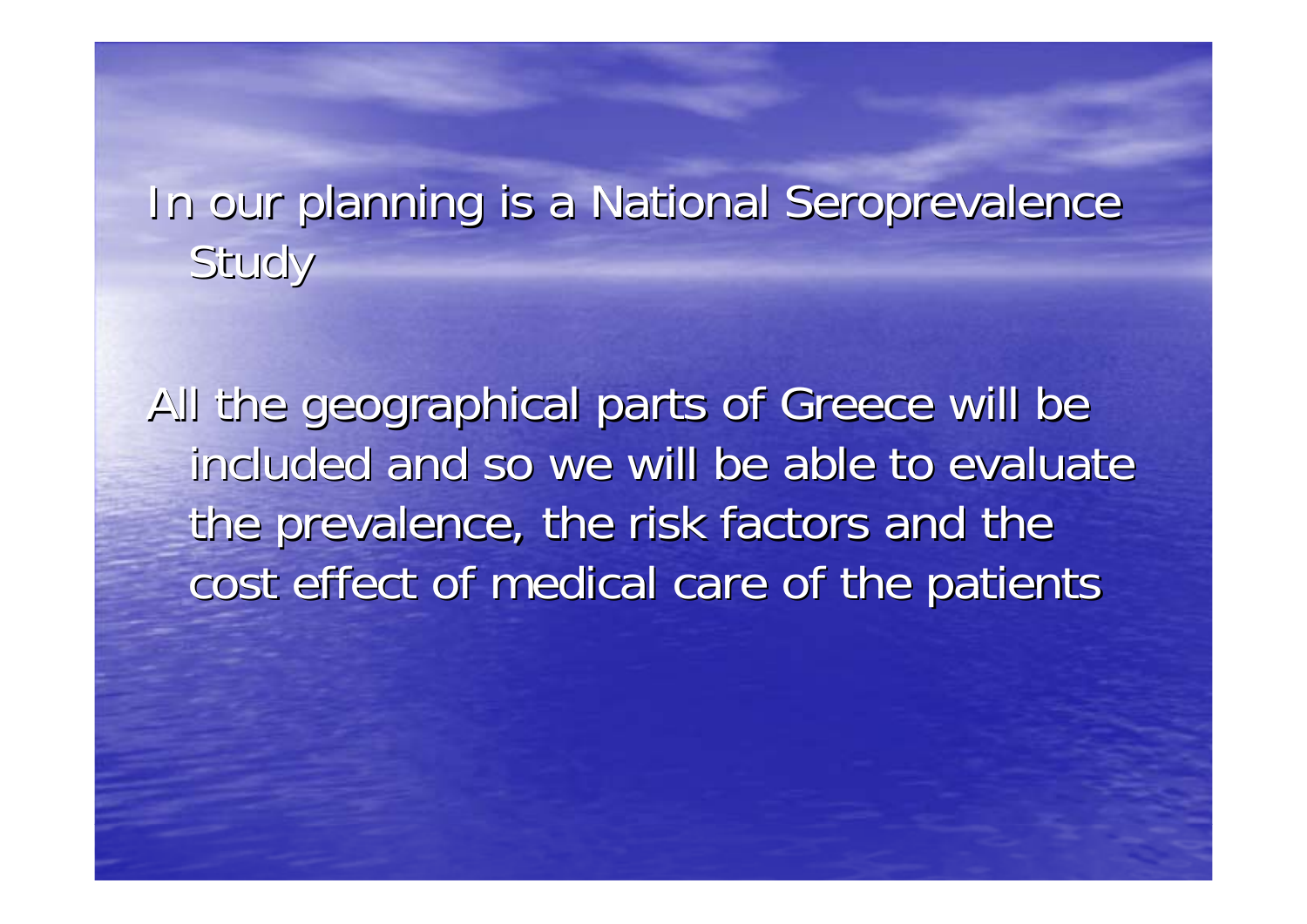In our planning is a National Seroprevalence Study

All the geographical parts of Greece will be included and so we will be able to evaluate the prevalence, the risk factors and the cost effect of medical care of the patients